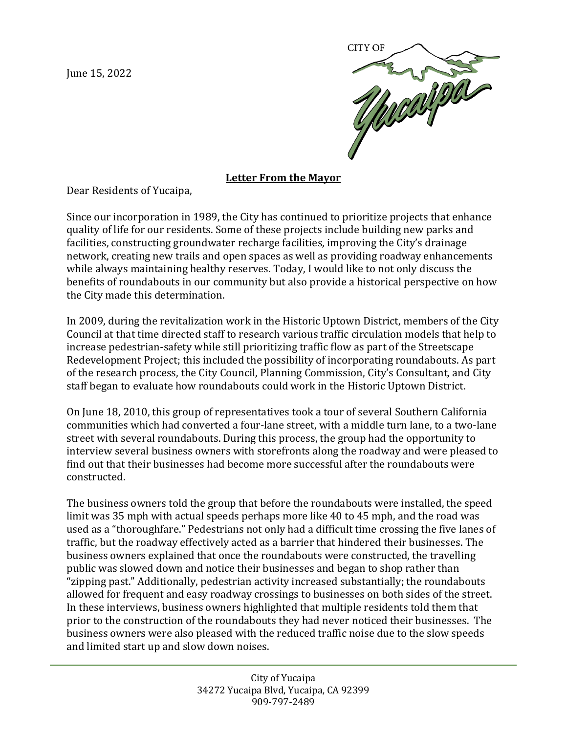June 15, 2022

CITY OF Yucaipa

**Letter From the Mayor**

Dear Residents of Yucaipa,

Since our incorporation in 1989, the City has continued to prioritize projects that enhance quality of life for our residents. Some of these projects include building new parks and facilities, constructing groundwater recharge facilities, improving the City's drainage network, creating new trails and open spaces as well as providing roadway enhancements while always maintaining healthy reserves. Today, I would like to not only discuss the benefits of roundabouts in our community but also provide a historical perspective on how the City made this determination.

In 2009, during the revitalization work in the Historic Uptown District, members of the City Council at that time directed staff to research various traffic circulation models that help to increase pedestrian-safety while still prioritizing traffic flow as part of the Streetscape Redevelopment Project; this included the possibility of incorporating roundabouts. As part of the research process, the City Council, Planning Commission, City's Consultant, and City staff began to evaluate how roundabouts could work in the Historic Uptown District.

On June 18, 2010, this group of representatives took a tour of several Southern California communities which had converted a four-lane street, with a middle turn lane, to a two-lane street with several roundabouts. During this process, the group had the opportunity to interview several business owners with storefronts along the roadway and were pleased to find out that their businesses had become more successful after the roundabouts were constructed.

The business owners told the group that before the roundabouts were installed, the speed limit was 35 mph with actual speeds perhaps more like 40 to 45 mph, and the road was used as a "thoroughfare." Pedestrians not only had a difficult time crossing the five lanes of traffic, but the roadway effectively acted as a barrier that hindered their businesses. The business owners explained that once the roundabouts were constructed, the travelling public was slowed down and notice their businesses and began to shop rather than "zipping past." Additionally, pedestrian activity increased substantially; the roundabouts allowed for frequent and easy roadway crossings to businesses on both sides of the street. In these interviews, business owners highlighted that multiple residents told them that prior to the construction of the roundabouts they had never noticed their businesses. The business owners were also pleased with the reduced traffic noise due to the slow speeds and limited start up and slow down noises.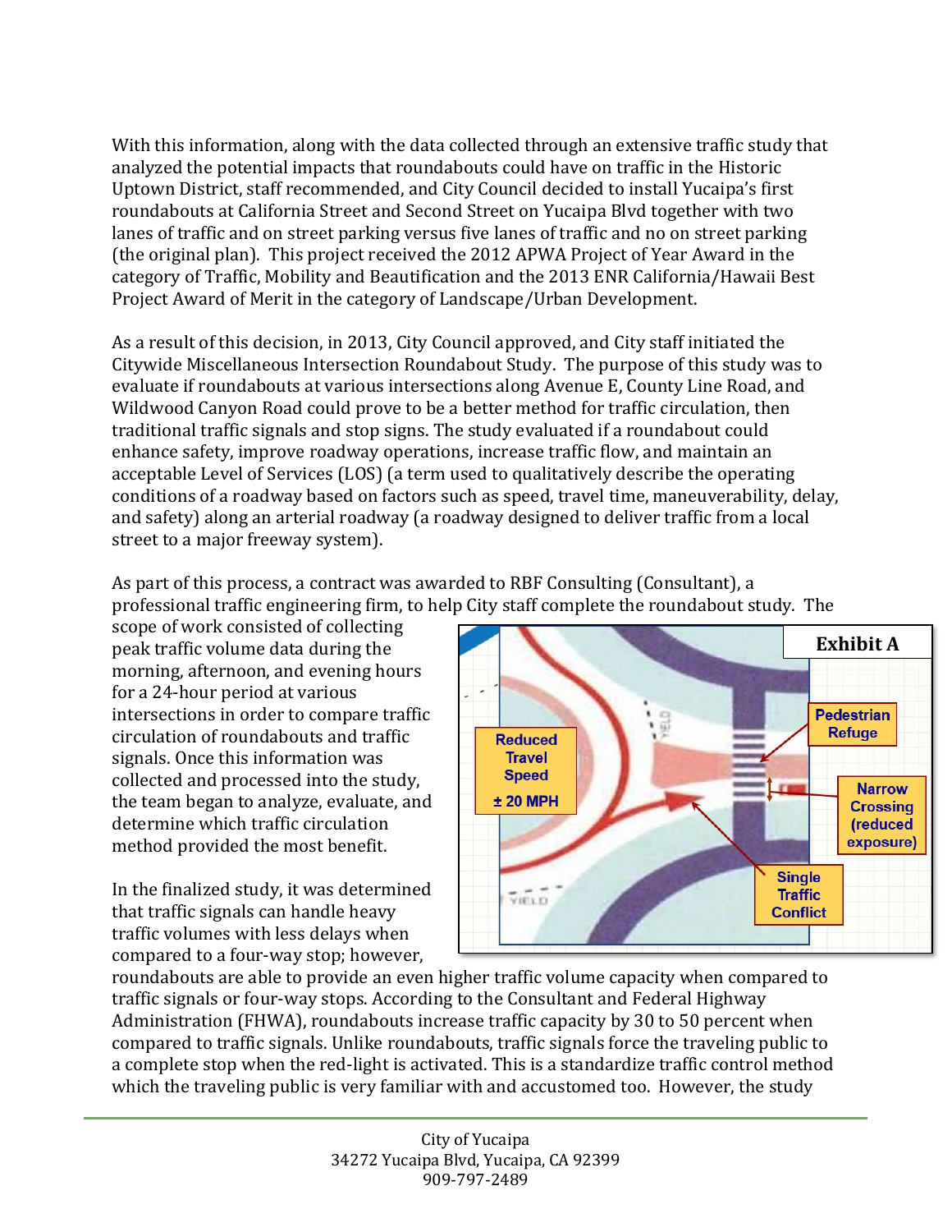With this information, along with the data collected through an extensive traffic study that analyzed the potential impacts that roundabouts could have on traffic in the Historic Uptown District, staff recommended, and City Council decided to install Yucaipa's first roundabouts at California Street and Second Street on Yucaipa Blvd together with two lanes of traffic and on street parking versus five lanes of traffic and no on street parking (the original plan). This project received the 2012 APWA Project of Year Award in the category of Traffic, Mobility and Beautification and the 2013 ENR California/Hawaii Best Project Award of Merit in the category of Landscape/Urban Development.

As a result of this decision, in 2013, City Council approved, and City staff initiated the Citywide Miscellaneous Intersection Roundabout Study. The purpose of this study was to evaluate if roundabouts at various intersections along Avenue E, County Line Road, and Wildwood Canyon Road could prove to be a better method for traffic circulation, then traditional traffic signals and stop signs. The study evaluated if a roundabout could enhance safety, improve roadway operations, increase traffic flow, and maintain an acceptable Level of Services (LOS) (a term used to qualitatively describe the operating conditions of a roadway based on factors such as speed, travel time, maneuverability, delay, and safety) along an arterial roadway (a roadway designed to deliver traffic from a local street to a major freeway system).

As part of this process, a contract was awarded to RBF Consulting (Consultant), a professional traffic engineering firm, to help City staff complete the roundabout study. The scope of work consisted of collecting peak traffic volume data during the morning, afternoon, and evening hours for a 24-hour period at various intersections in order to compare traffic circulation of roundabouts and traffic signals. Once this information was collected and processed into the study, the team began to analyze, evaluate, and determine which traffic circulation method provided the most benefit.

**Exhibit A**

Reduced Travel Speed ± 20 MPH

Pedestrian Refuge

Narrow Crossing (reduced exposure)

Single Traffic Conflict

In the finalized study, it was determined that traffic signals can handle heavy traffic volumes with less delays when compared to a four-way stop; however, roundabouts are able to provide an even higher traffic volume capacity when compared to traffic signals or four-way stops. According to the Consultant and Federal Highway Administration (FHWA), roundabouts increase traffic capacity by 30 to 50 percent when compared to traffic signals. Unlike roundabouts, traffic signals force the traveling public to a complete stop when the red-light is activated. This is a standardize traffic control method which the traveling public is very familiar with and accustomed too. However, the study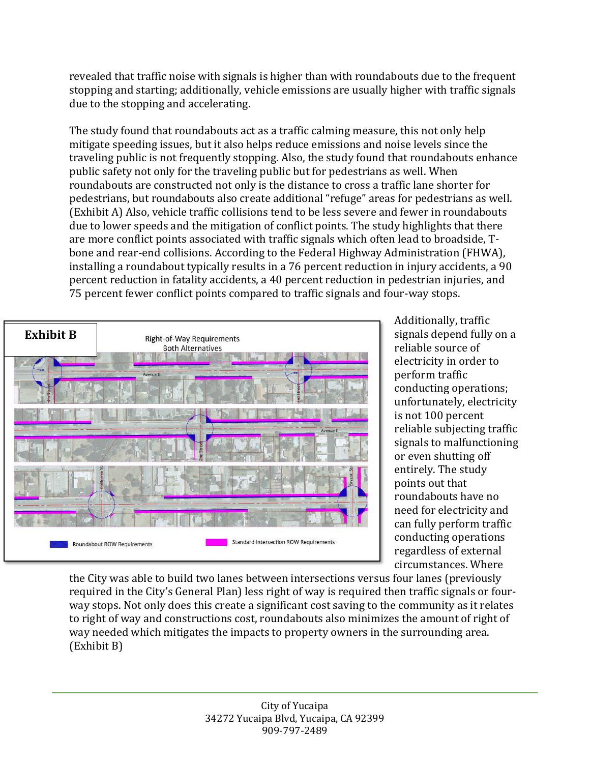revealed that traffic noise with signals is higher than with roundabouts due to the frequent stopping and starting; additionally, vehicle emissions are usually higher with traffic signals due to the stopping and accelerating.

The study found that roundabouts act as a traffic calming measure, this not only help mitigate speeding issues, but it also helps reduce emissions and noise levels since the traveling public is not frequently stopping. Also, the study found that roundabouts enhance public safety not only for the traveling public but for pedestrians as well. When roundabouts are constructed not only is the distance to cross a traffic lane shorter for pedestrians, but roundabouts also create additional "refuge" areas for pedestrians as well. (Exhibit A) Also, vehicle traffic collisions tend to be less severe and fewer in roundabouts due to lower speeds and the mitigation of conflict points. The study highlights that there are more conflict points associated with traffic signals which often lead to broadside, T-bone and rear-end collisions. According to the Federal Highway Administration (FHWA), installing a roundabout typically results in a 76 percent reduction in injury accidents, a 90 percent reduction in fatality accidents, a 40 percent reduction in pedestrian injuries, and 75 percent fewer conflict points compared to traffic signals and four-way stops.

**Exhibit B**

Right-of-Way Requirements
Both Alternatives

Roundabout ROW Requirements — Standard Intersection ROW Requirements

Additionally, traffic signals depend fully on a reliable source of electricity in order to perform traffic conducting operations; unfortunately, electricity is not 100 percent reliable subjecting traffic signals to malfunctioning or even shutting off entirely. The study points out that roundabouts have no need for electricity and can fully perform traffic conducting operations regardless of external circumstances. Where the City was able to build two lanes between intersections versus four lanes (previously required in the City's General Plan) less right of way is required then traffic signals or four-way stops. Not only does this create a significant cost saving to the community as it relates to right of way and constructions cost, roundabouts also minimizes the amount of right of way needed which mitigates the impacts to property owners in the surrounding area. (Exhibit B)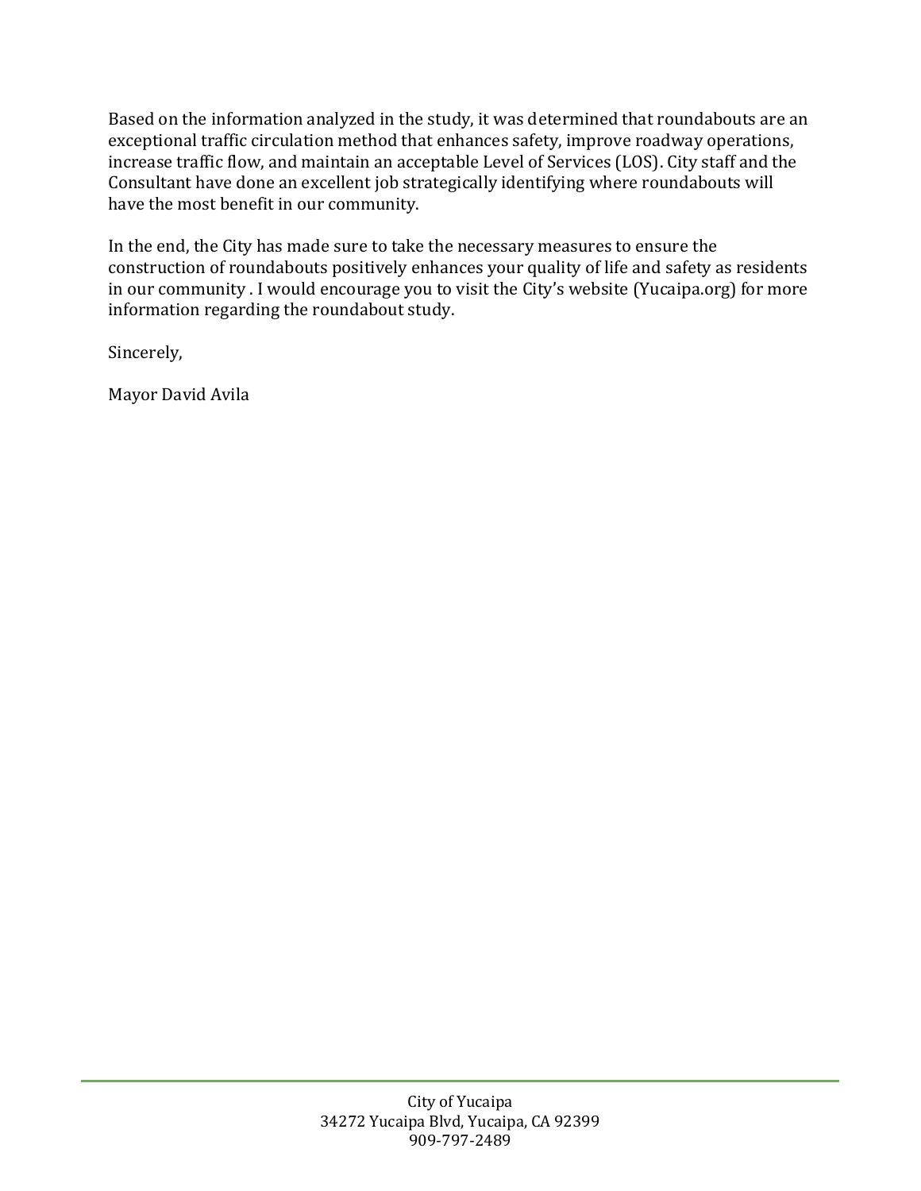Based on the information analyzed in the study, it was determined that roundabouts are an exceptional traffic circulation method that enhances safety, improve roadway operations, increase traffic flow, and maintain an acceptable Level of Services (LOS). City staff and the Consultant have done an excellent job strategically identifying where roundabouts will have the most benefit in our community.

In the end, the City has made sure to take the necessary measures to ensure the construction of roundabouts positively enhances your quality of life and safety as residents in our community . I would encourage you to visit the City's website (Yucaipa.org) for more information regarding the roundabout study.

Sincerely,

Mayor David Avila